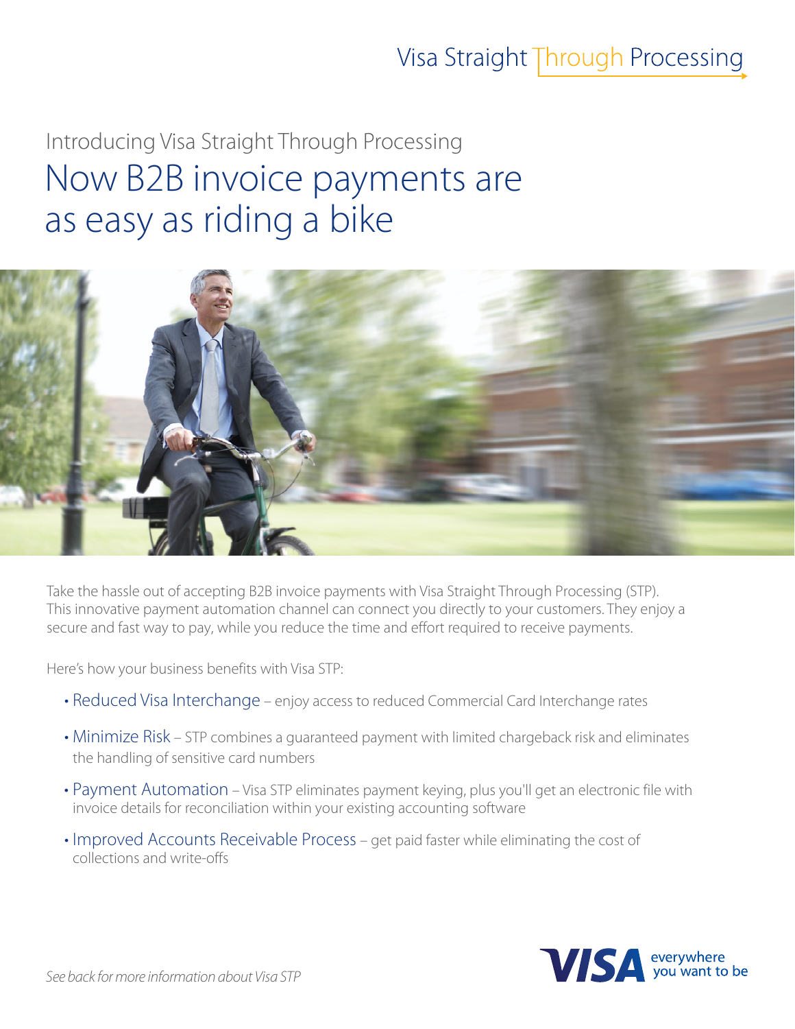Visa Straight Through Processing

Introducing Visa Straight Through Processing

# Now B2B invoice payments are as easy as riding a bike

Take the hassle out of accepting B2B invoice payments with Visa Straight Through Processing (STP). This innovative payment automation channel can connect you directly to your customers. They enjoy a secure and fast way to pay, while you reduce the time and effort required to receive payments.

Here's how your business benefits with Visa STP:

- Reduced Visa Interchange – enjoy access to reduced Commercial Card Interchange rates
- Minimize Risk – STP combines a guaranteed payment with limited chargeback risk and eliminates the handling of sensitive card numbers
- Payment Automation – Visa STP eliminates payment keying, plus you'll get an electronic file with invoice details for reconciliation within your existing accounting software
- Improved Accounts Receivable Process – get paid faster while eliminating the cost of collections and write-offs

*See back for more information about Visa STP*

VISA everywhere you want to be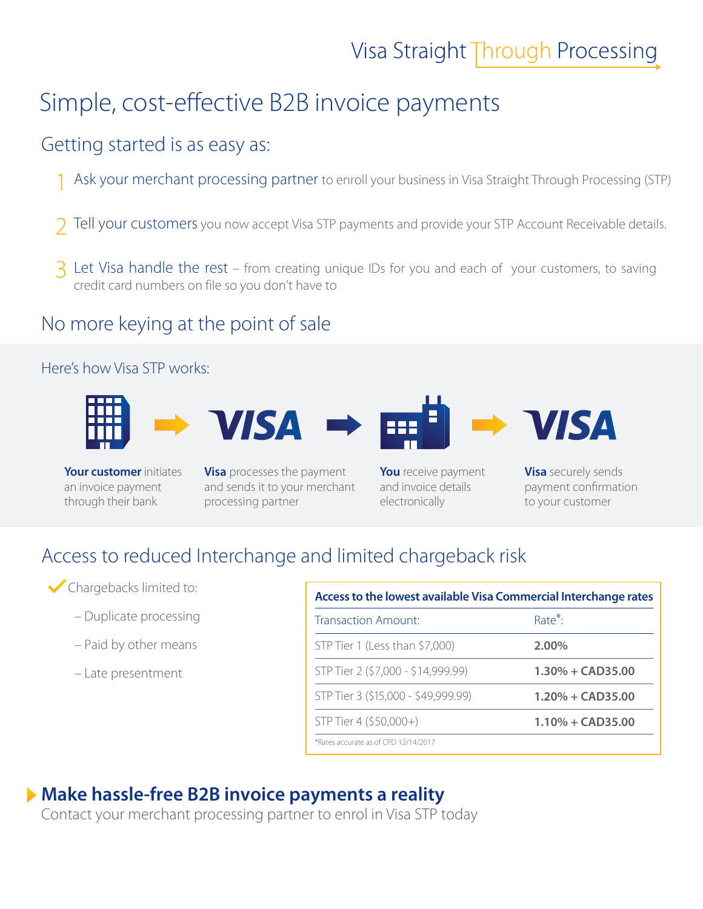Visa Straight Through Processing

# Simple, cost-effective B2B invoice payments

## Getting started is as easy as:

1. Ask your merchant processing partner to enroll your business in Visa Straight Through Processing (STP)
2. Tell your customers you now accept Visa STP payments and provide your STP Account Receivable details.
3. Let Visa handle the rest – from creating unique IDs for you and each of your customers, to saving credit card numbers on file so you don't have to

## No more keying at the point of sale

Here's how Visa STP works:

**Your customer** initiates an invoice payment through their bank

**Visa** processes the payment and sends it to your merchant processing partner

**You** receive payment and invoice details electronically

**Visa** securely sends payment confirmation to your customer

## Access to reduced Interchange and limited chargeback risk

✔ Chargebacks limited to:

- Duplicate processing
- Paid by other means
- Late presentment

**Access to the lowest available Visa Commercial Interchange rates**

| Transaction Amount: | Rate*: |
|---|---|
| STP Tier 1 (Less than $7,000) | **2.00%** |
| STP Tier 2 ($7,000 - $14,999.99) | **1.30% + CAD35.00** |
| STP Tier 3 ($15,000 - $49,999.99) | **1.20% + CAD35.00** |
| STP Tier 4 ($50,000+) | **1.10% + CAD35.00** |

*Rates accurate as of CPD 12/14/2017

## Make hassle-free B2B invoice payments a reality

Contact your merchant processing partner to enrol in Visa STP today